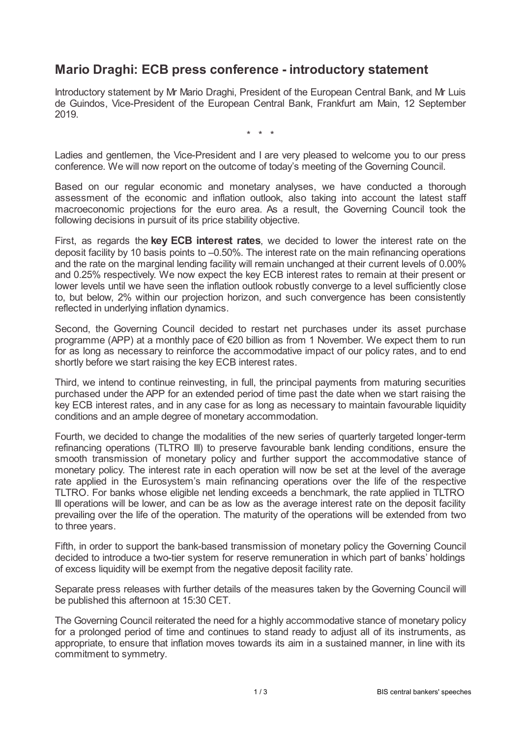# Mario Draghi: ECB press conference - introductory statement

Introductory statement by Mr Mario Draghi, President of the European Central Bank, and Mr Luis de Guindos, Vice-President of the European Central Bank, Frankfurt am Main, 12 September 2019.

\* \* \*

Ladies and gentlemen, the Vice-President and I are very pleased to welcome you to our press conference. We will now report on the outcome of today's meeting of the Governing Council.

Based on our regular economic and monetary analyses, we have conducted a thorough assessment of the economic and inflation outlook, also taking into account the latest staff macroeconomic projections for the euro area. As a result, the Governing Council took the following decisions in pursuit of its price stability objective.

First, as regards the **key ECB interest rates**, we decided to lower the interest rate on the deposit facility by 10 basis points to –0.50%. The interest rate on the main refinancing operations and the rate on the marginal lending facility will remain unchanged at their current levels of 0.00% and 0.25% respectively. We now expect the key ECB interest rates to remain at their present or lower levels until we have seen the inflation outlook robustly converge to a level sufficiently close to, but below, 2% within our projection horizon, and such convergence has been consistently reflected in underlying inflation dynamics.

Second, the Governing Council decided to restart net purchases under its asset purchase programme (APP) at a monthly pace of €20 billion as from 1 November. We expect them to run for as long as necessary to reinforce the accommodative impact of our policy rates, and to end shortly before we start raising the key ECB interest rates.

Third, we intend to continue reinvesting, in full, the principal payments from maturing securities purchased under the APP for an extended period of time past the date when we start raising the key ECB interest rates, and in any case for as long as necessary to maintain favourable liquidity conditions and an ample degree of monetary accommodation.

Fourth, we decided to change the modalities of the new series of quarterly targeted longer-term refinancing operations (TLTRO III) to preserve favourable bank lending conditions, ensure the smooth transmission of monetary policy and further support the accommodative stance of monetary policy. The interest rate in each operation will now be set at the level of the average rate applied in the Eurosystem's main refinancing operations over the life of the respective TLTRO. For banks whose eligible net lending exceeds a benchmark, the rate applied in TLTRO III operations will be lower, and can be as low as the average interest rate on the deposit facility prevailing over the life of the operation. The maturity of the operations will be extended from two to three years.

Fifth, in order to support the bank-based transmission of monetary policy the Governing Council decided to introduce a two-tier system for reserve remuneration in which part of banks' holdings of excess liquidity will be exempt from the negative deposit facility rate.

Separate press releases with further details of the measures taken by the Governing Council will be published this afternoon at 15:30 CET.

The Governing Council reiterated the need for a highly accommodative stance of monetary policy for a prolonged period of time and continues to stand ready to adjust all of its instruments, as appropriate, to ensure that inflation moves towards its aim in a sustained manner, in line with its commitment to symmetry.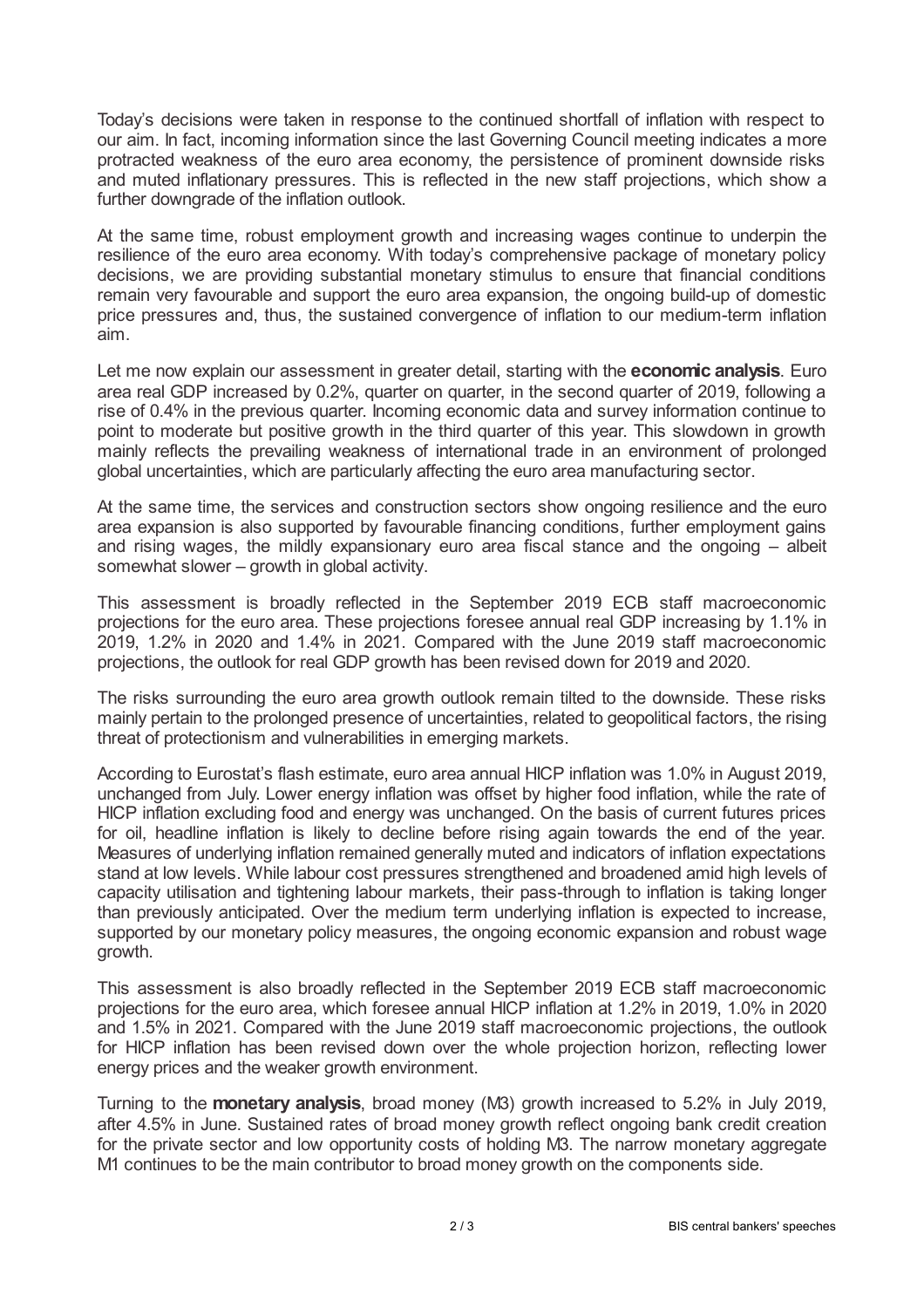Today's decisions were taken in response to the continued shortfall of inflation with respect to our aim. In fact, incoming information since the last Governing Council meeting indicates a more protracted weakness of the euro area economy, the persistence of prominent downside risks and muted inflationary pressures. This is reflected in the new staff projections, which show a further downgrade of the inflation outlook.

At the same time, robust employment growth and increasing wages continue to underpin the resilience of the euro area economy. With today's comprehensive package of monetary policy decisions, we are providing substantial monetary stimulus to ensure that financial conditions remain very favourable and support the euro area expansion, the ongoing build-up of domestic price pressures and, thus, the sustained convergence of inflation to our medium-term inflation aim.

Let me now explain our assessment in greater detail, starting with the **economic analysis**. Euro area real GDP increased by 0.2%, quarter on quarter, in the second quarter of 2019, following a rise of 0.4% in the previous quarter. Incoming economic data and survey information continue to point to moderate but positive growth in the third quarter of this year. This slowdown in growth mainly reflects the prevailing weakness of international trade in an environment of prolonged global uncertainties, which are particularly affecting the euro area manufacturing sector.

At the same time, the services and construction sectors show ongoing resilience and the euro area expansion is also supported by favourable financing conditions, further employment gains and rising wages, the mildly expansionary euro area fiscal stance and the ongoing – albeit somewhat slower – growth in global activity.

This assessment is broadly reflected in the September 2019 ECB staff macroeconomic projections for the euro area. These projections foresee annual real GDP increasing by 1.1% in 2019, 1.2% in 2020 and 1.4% in 2021. Compared with the June 2019 staff macroeconomic projections, the outlook for real GDP growth has been revised down for 2019 and 2020.

The risks surrounding the euro area growth outlook remain tilted to the downside. These risks mainly pertain to the prolonged presence of uncertainties, related to geopolitical factors, the rising threat of protectionism and vulnerabilities in emerging markets.

According to Eurostat's flash estimate, euro area annual HICP inflation was 1.0% in August 2019, unchanged from July. Lower energy inflation was offset by higher food inflation, while the rate of HICP inflation excluding food and energy was unchanged. On the basis of current futures prices for oil, headline inflation is likely to decline before rising again towards the end of the year. Measures of underlying inflation remained generally muted and indicators of inflation expectations stand at low levels. While labour cost pressures strengthened and broadened amid high levels of capacity utilisation and tightening labour markets, their pass-through to inflation is taking longer than previously anticipated. Over the medium term underlying inflation is expected to increase, supported by our monetary policy measures, the ongoing economic expansion and robust wage growth.

This assessment is also broadly reflected in the September 2019 ECB staff macroeconomic projections for the euro area, which foresee annual HICP inflation at 1.2% in 2019, 1.0% in 2020 and 1.5% in 2021. Compared with the June 2019 staff macroeconomic projections, the outlook for HICP inflation has been revised down over the whole projection horizon, reflecting lower energy prices and the weaker growth environment.

Turning to the **monetary analysis**, broad money (M3) growth increased to 5.2% in July 2019, after 4.5% in June. Sustained rates of broad money growth reflect ongoing bank credit creation for the private sector and low opportunity costs of holding M3. The narrow monetary aggregate M1 continues to be the main contributor to broad money growth on the components side.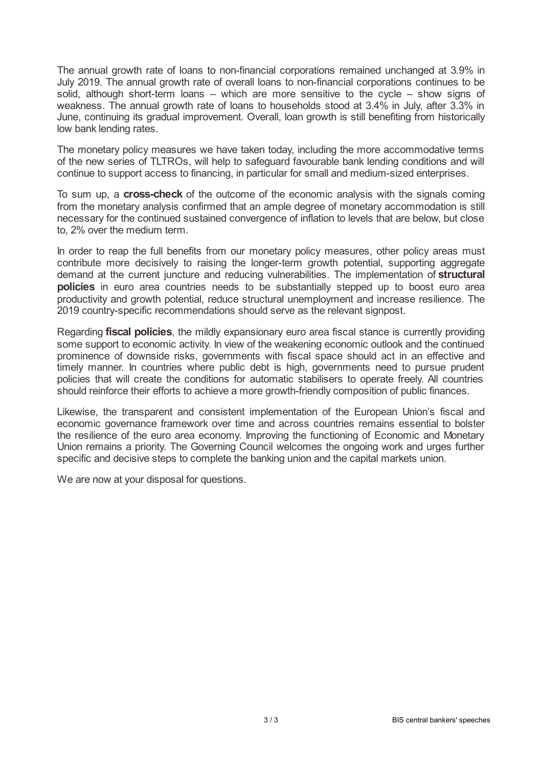The annual growth rate of loans to non-financial corporations remained unchanged at 3.9% in July 2019. The annual growth rate of overall loans to non-financial corporations continues to be solid, although short-term loans – which are more sensitive to the cycle – show signs of weakness. The annual growth rate of loans to households stood at 3.4% in July, after 3.3% in June, continuing its gradual improvement. Overall, loan growth is still benefiting from historically low bank lending rates.

The monetary policy measures we have taken today, including the more accommodative terms of the new series of TLTROs, will help to safeguard favourable bank lending conditions and will continue to support access to financing, in particular for small and medium-sized enterprises.

To sum up, a **cross-check** of the outcome of the economic analysis with the signals coming from the monetary analysis confirmed that an ample degree of monetary accommodation is still necessary for the continued sustained convergence of inflation to levels that are below, but close to, 2% over the medium term.

In order to reap the full benefits from our monetary policy measures, other policy areas must contribute more decisively to raising the longer-term growth potential, supporting aggregate demand at the current juncture and reducing vulnerabilities. The implementation of **structural policies** in euro area countries needs to be substantially stepped up to boost euro area productivity and growth potential, reduce structural unemployment and increase resilience. The 2019 country-specific recommendations should serve as the relevant signpost.

Regarding **fiscal policies**, the mildly expansionary euro area fiscal stance is currently providing some support to economic activity. In view of the weakening economic outlook and the continued prominence of downside risks, governments with fiscal space should act in an effective and timely manner. In countries where public debt is high, governments need to pursue prudent policies that will create the conditions for automatic stabilisers to operate freely. All countries should reinforce their efforts to achieve a more growth-friendly composition of public finances.

Likewise, the transparent and consistent implementation of the European Union's fiscal and economic governance framework over time and across countries remains essential to bolster the resilience of the euro area economy. Improving the functioning of Economic and Monetary Union remains a priority. The Governing Council welcomes the ongoing work and urges further specific and decisive steps to complete the banking union and the capital markets union.

We are now at your disposal for questions.